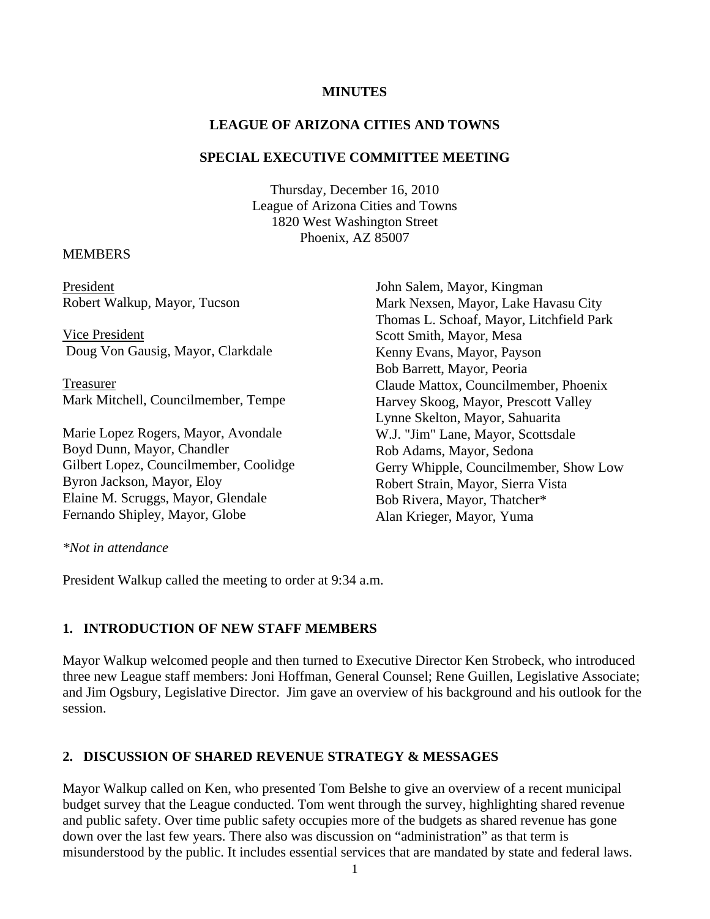# MINUTES

## LEAGUE OF ARIZONA CITIES AND TOWNS

## SPECIAL EXECUTIVE COMMITTEE MEETING

Thursday, December 16, 2010
League of Arizona Cities and Towns
1820 West Washington Street
Phoenix, AZ 85007

MEMBERS

President
Robert Walkup, Mayor, Tucson

Vice President
Doug Von Gausig, Mayor, Clarkdale

Treasurer
Mark Mitchell, Councilmember, Tempe

Marie Lopez Rogers, Mayor, Avondale
Boyd Dunn, Mayor, Chandler
Gilbert Lopez, Councilmember, Coolidge
Byron Jackson, Mayor, Eloy
Elaine M. Scruggs, Mayor, Glendale
Fernando Shipley, Mayor, Globe
John Salem, Mayor, Kingman
Mark Nexsen, Mayor, Lake Havasu City
Thomas L. Schoaf, Mayor, Litchfield Park
Scott Smith, Mayor, Mesa
Kenny Evans, Mayor, Payson
Bob Barrett, Mayor, Peoria
Claude Mattox, Councilmember, Phoenix
Harvey Skoog, Mayor, Prescott Valley
Lynne Skelton, Mayor, Sahuarita
W.J. "Jim" Lane, Mayor, Scottsdale
Rob Adams, Mayor, Sedona
Gerry Whipple, Councilmember, Show Low
Robert Strain, Mayor, Sierra Vista
Bob Rivera, Mayor, Thatcher*
Alan Krieger, Mayor, Yuma

*\*Not in attendance*

President Walkup called the meeting to order at 9:34 a.m.

### 1. INTRODUCTION OF NEW STAFF MEMBERS

Mayor Walkup welcomed people and then turned to Executive Director Ken Strobeck, who introduced three new League staff members: Joni Hoffman, General Counsel; Rene Guillen, Legislative Associate; and Jim Ogsbury, Legislative Director. Jim gave an overview of his background and his outlook for the session.

### 2. DISCUSSION OF SHARED REVENUE STRATEGY & MESSAGES

Mayor Walkup called on Ken, who presented Tom Belshe to give an overview of a recent municipal budget survey that the League conducted. Tom went through the survey, highlighting shared revenue and public safety. Over time public safety occupies more of the budgets as shared revenue has gone down over the last few years. There also was discussion on “administration” as that term is misunderstood by the public. It includes essential services that are mandated by state and federal laws.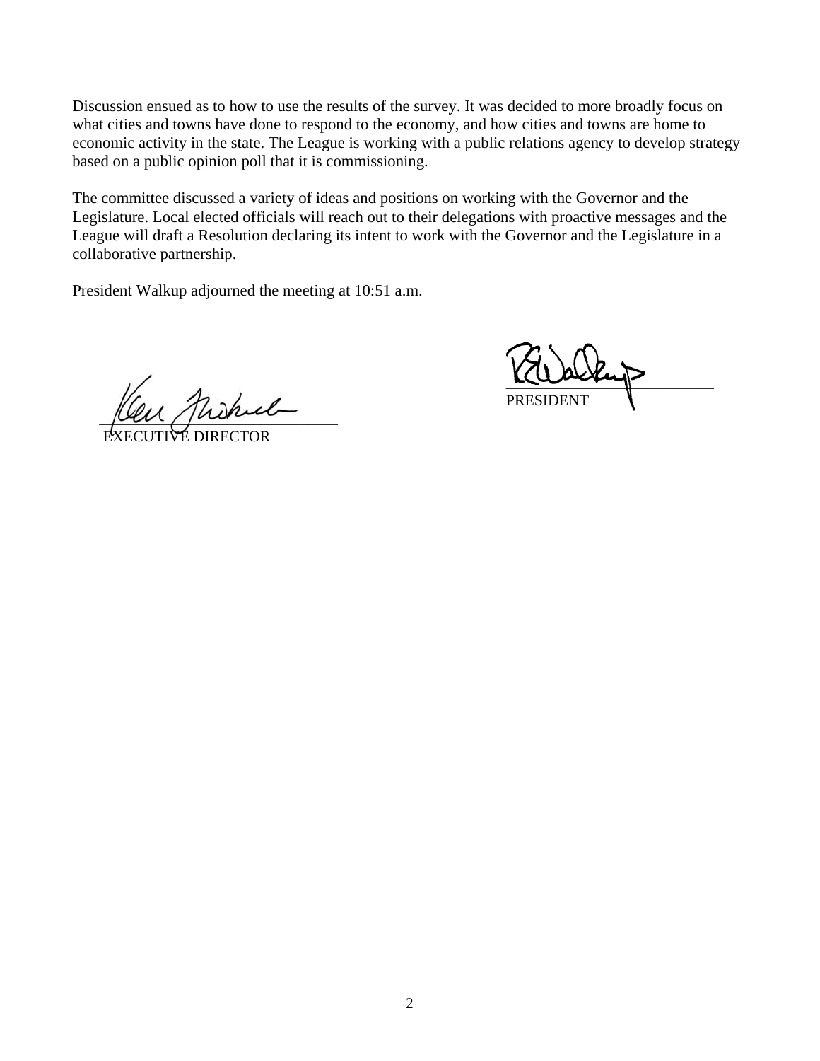Discussion ensued as to how to use the results of the survey. It was decided to more broadly focus on what cities and towns have done to respond to the economy, and how cities and towns are home to economic activity in the state. The League is working with a public relations agency to develop strategy based on a public opinion poll that it is commissioning.

The committee discussed a variety of ideas and positions on working with the Governor and the Legislature. Local elected officials will reach out to their delegations with proactive messages and the League will draft a Resolution declaring its intent to work with the Governor and the Legislature in a collaborative partnership.

President Walkup adjourned the meeting at 10:51 a.m.

EXECUTIVE DIRECTOR

PRESIDENT